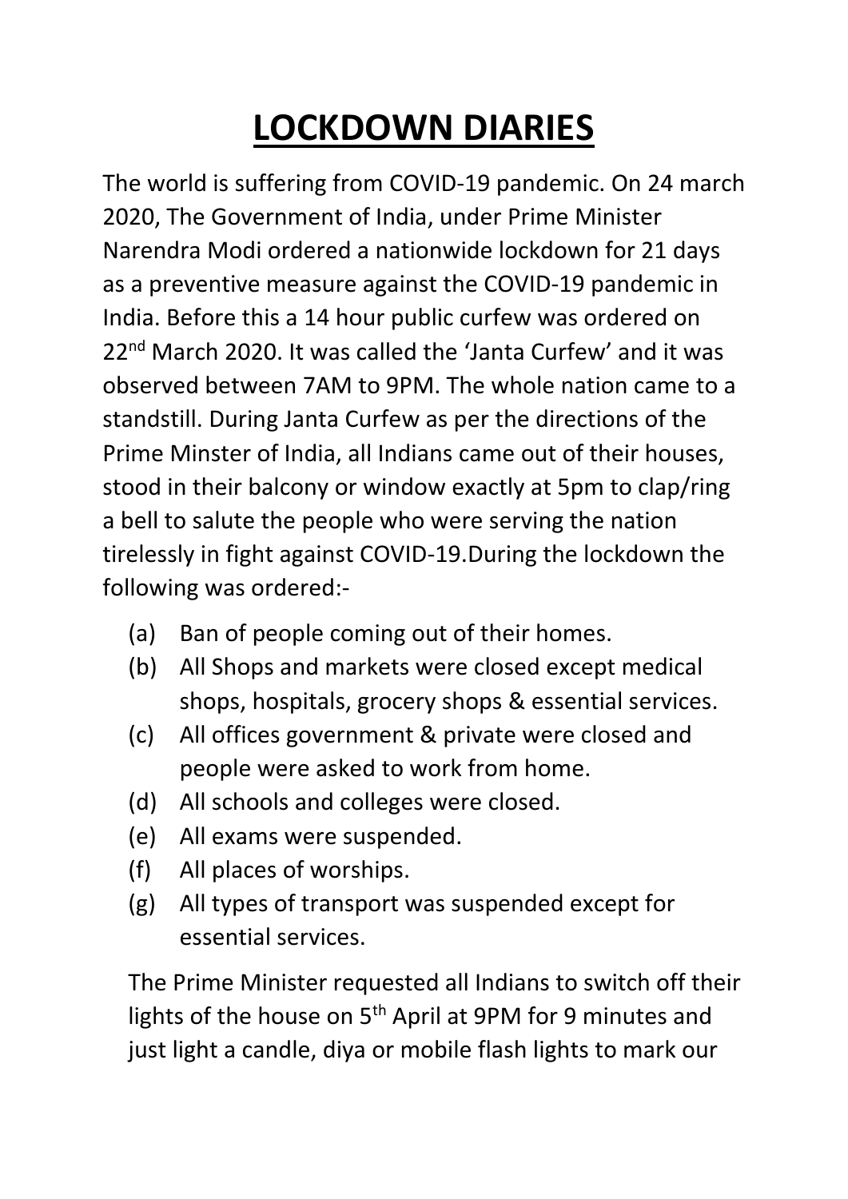# LOCKDOWN DIARIES

The world is suffering from COVID-19 pandemic. On 24 march 2020, The Government of India, under Prime Minister Narendra Modi ordered a nationwide lockdown for 21 days as a preventive measure against the COVID-19 pandemic in India. Before this a 14 hour public curfew was ordered on 22nd March 2020. It was called the 'Janta Curfew' and it was observed between 7AM to 9PM. The whole nation came to a standstill. During Janta Curfew as per the directions of the Prime Minster of India, all Indians came out of their houses, stood in their balcony or window exactly at 5pm to clap/ring a bell to salute the people who were serving the nation tirelessly in fight against COVID-19.During the lockdown the following was ordered:-

(a) Ban of people coming out of their homes.
(b) All Shops and markets were closed except medical shops, hospitals, grocery shops & essential services.
(c) All offices government & private were closed and people were asked to work from home.
(d) All schools and colleges were closed.
(e) All exams were suspended.
(f) All places of worships.
(g) All types of transport was suspended except for essential services.

The Prime Minister requested all Indians to switch off their lights of the house on 5th April at 9PM for 9 minutes and just light a candle, diya or mobile flash lights to mark our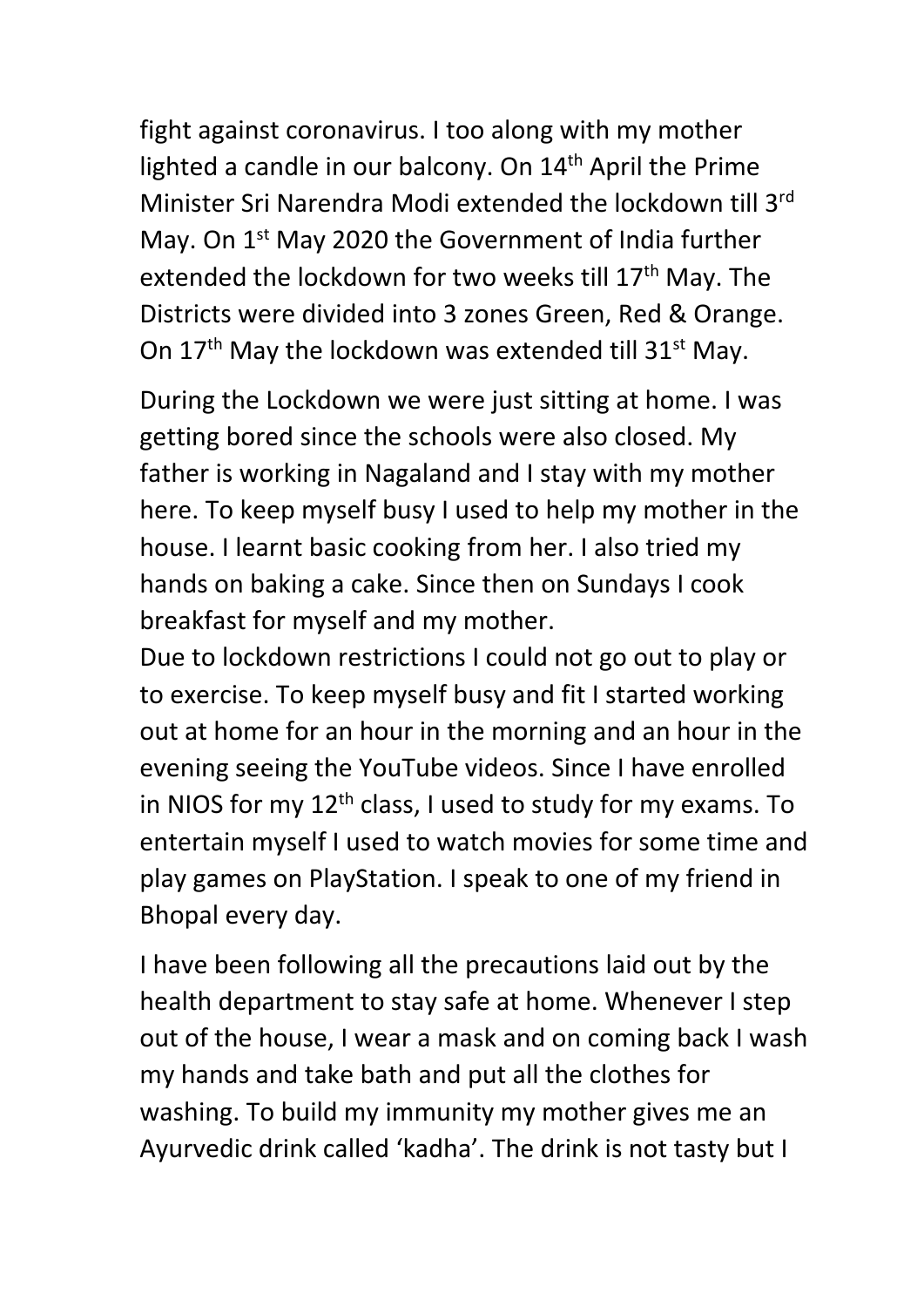fight against coronavirus. I too along with my mother lighted a candle in our balcony. On 14th April the Prime Minister Sri Narendra Modi extended the lockdown till 3rd May. On 1st May 2020 the Government of India further extended the lockdown for two weeks till 17th May. The Districts were divided into 3 zones Green, Red & Orange. On 17th May the lockdown was extended till 31st May.

During the Lockdown we were just sitting at home. I was getting bored since the schools were also closed. My father is working in Nagaland and I stay with my mother here. To keep myself busy I used to help my mother in the house. I learnt basic cooking from her. I also tried my hands on baking a cake. Since then on Sundays I cook breakfast for myself and my mother.
Due to lockdown restrictions I could not go out to play or to exercise. To keep myself busy and fit I started working out at home for an hour in the morning and an hour in the evening seeing the YouTube videos. Since I have enrolled in NIOS for my 12th class, I used to study for my exams. To entertain myself I used to watch movies for some time and play games on PlayStation. I speak to one of my friend in Bhopal every day.

I have been following all the precautions laid out by the health department to stay safe at home. Whenever I step out of the house, I wear a mask and on coming back I wash my hands and take bath and put all the clothes for washing. To build my immunity my mother gives me an Ayurvedic drink called 'kadha'. The drink is not tasty but I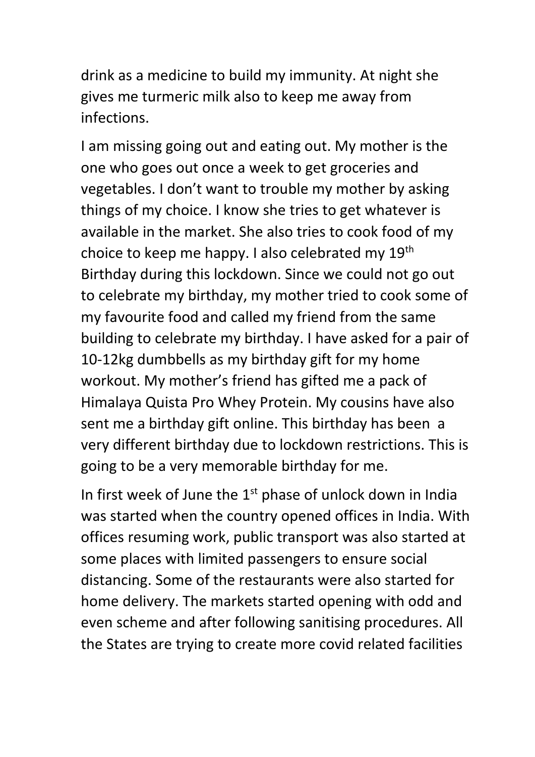drink as a medicine to build my immunity. At night she gives me turmeric milk also to keep me away from infections.

I am missing going out and eating out. My mother is the one who goes out once a week to get groceries and vegetables. I don't want to trouble my mother by asking things of my choice. I know she tries to get whatever is available in the market. She also tries to cook food of my choice to keep me happy. I also celebrated my 19th Birthday during this lockdown. Since we could not go out to celebrate my birthday, my mother tried to cook some of my favourite food and called my friend from the same building to celebrate my birthday. I have asked for a pair of 10-12kg dumbbells as my birthday gift for my home workout. My mother's friend has gifted me a pack of Himalaya Quista Pro Whey Protein. My cousins have also sent me a birthday gift online. This birthday has been a very different birthday due to lockdown restrictions. This is going to be a very memorable birthday for me.

In first week of June the 1st phase of unlock down in India was started when the country opened offices in India. With offices resuming work, public transport was also started at some places with limited passengers to ensure social distancing. Some of the restaurants were also started for home delivery. The markets started opening with odd and even scheme and after following sanitising procedures. All the States are trying to create more covid related facilities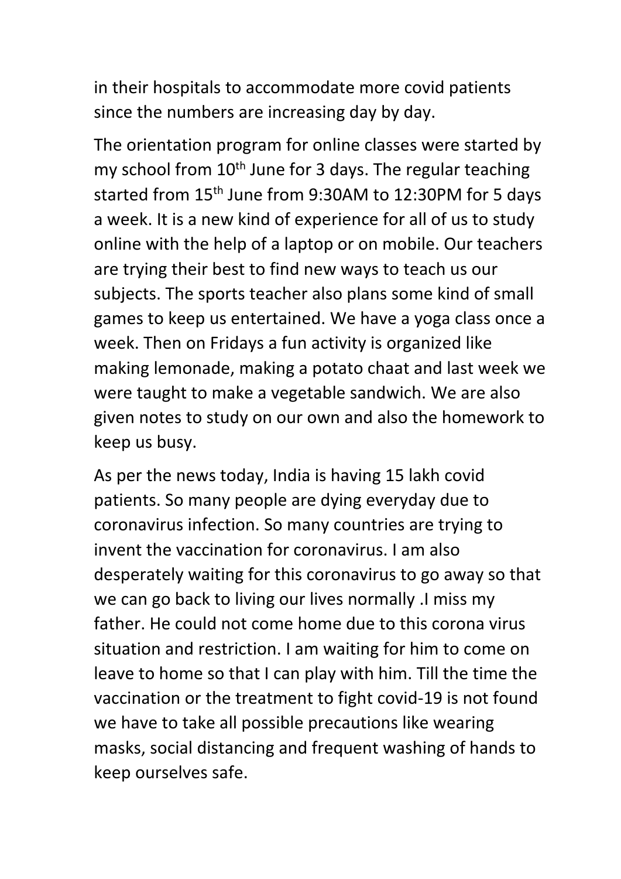in their hospitals to accommodate more covid patients since the numbers are increasing day by day.

The orientation program for online classes were started by my school from 10th June for 3 days. The regular teaching started from 15th June from 9:30AM to 12:30PM for 5 days a week. It is a new kind of experience for all of us to study online with the help of a laptop or on mobile. Our teachers are trying their best to find new ways to teach us our subjects. The sports teacher also plans some kind of small games to keep us entertained. We have a yoga class once a week. Then on Fridays a fun activity is organized like making lemonade, making a potato chaat and last week we were taught to make a vegetable sandwich. We are also given notes to study on our own and also the homework to keep us busy.

As per the news today, India is having 15 lakh covid patients. So many people are dying everyday due to coronavirus infection. So many countries are trying to invent the vaccination for coronavirus. I am also desperately waiting for this coronavirus to go away so that we can go back to living our lives normally .I miss my father. He could not come home due to this corona virus situation and restriction. I am waiting for him to come on leave to home so that I can play with him. Till the time the vaccination or the treatment to fight covid-19 is not found we have to take all possible precautions like wearing masks, social distancing and frequent washing of hands to keep ourselves safe.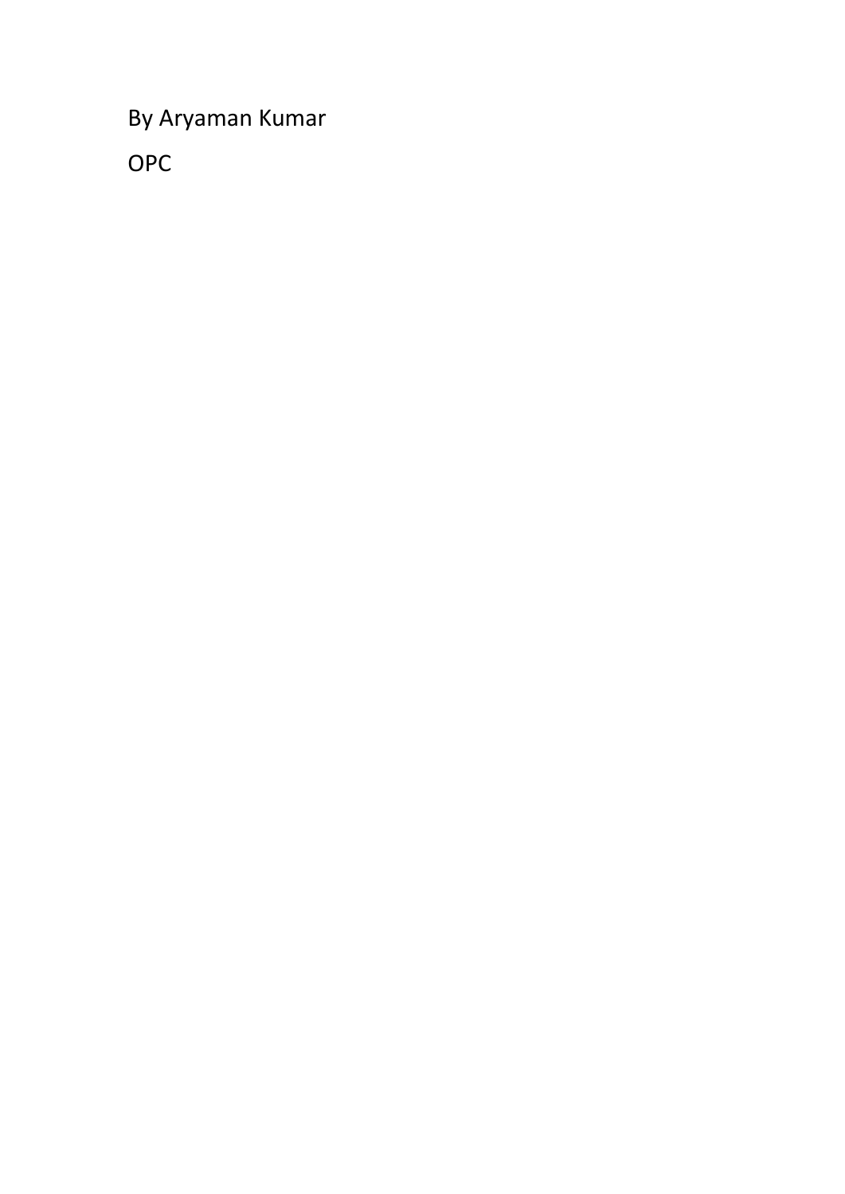By Aryaman Kumar

OPC